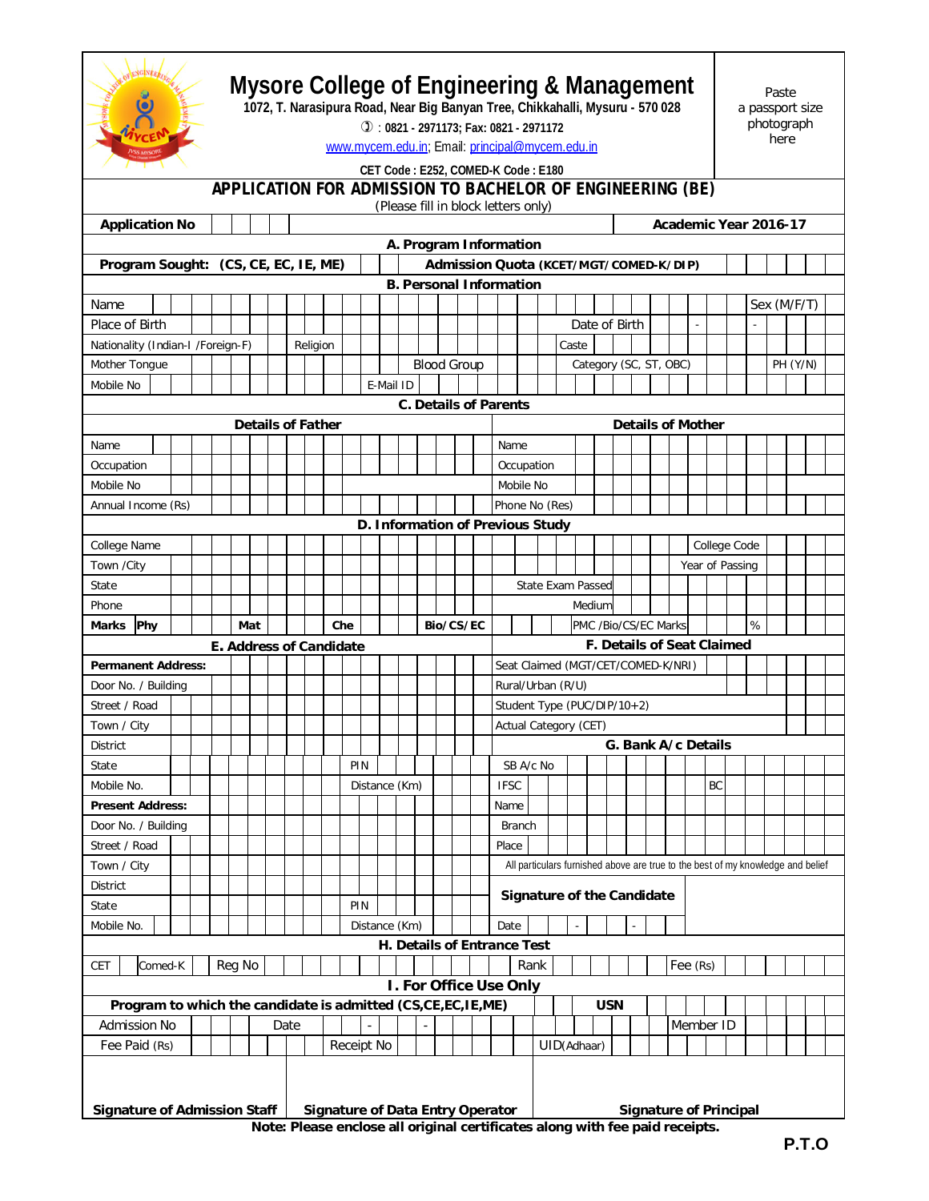# Mysore College of Engineering & Management

**1072, T. Narasipura Road, Near Big Banyan Tree, Chikkahalli, Mysuru - 570 028**

**✆ : 0821 - 2971173; Fax: 0821 - 2971172**

www.mycem.edu.in; Email: principal@mycem.edu.in

**CET Code : E252, COMED-K Code : E180**

Paste a passport size photograph here

## APPLICATION FOR ADMISSION TO BACHELOR OF ENGINEERING (BE)

(Please fill in block letters only)

| **Application No** | | **Academic Year 2016-17** |
|---|---|---|

### A. Program Information

| **Program Sought: (CS, CE, EC, IE, ME)** | | **Admission Quota (KCET/MGT/COMED-K/DIP)** | |
|---|---|---|---|

### B. Personal Information

| | | | | | |
|---|---|---|---|---|---|
| Name | | | | Sex (M/F/T) | |
| Place of Birth | | Date of Birth | - - | | |
| Nationality (Indian-I /Foreign-F) | | Religion | | Caste | |
| Mother Tongue | | Blood Group | | Category (SC, ST, OBC) | PH (Y/N) |
| Mobile No | | E-Mail ID | | | |

### C. Details of Parents

| **Details of Father** | | **Details of Mother** | |
|---|---|---|---|
| Name | | Name | |
| Occupation | | Occupation | |
| Mobile No | | Mobile No | |
| Annual Income (Rs) | | Phone No (Res) | |

### D. Information of Previous Study

| | | | | | |
|---|---|---|---|---|---|
| College Name | | | | College Code | |
| Town /City | | | | Year of Passing | |
| State | | State Exam Passed | | | |
| Phone | | Medium | | | |
| **Marks** **Phy** | **Mat** | **Che** | **Bio/CS/EC** | PMC /Bio/CS/EC Marks | % |

| **E. Address of Candidate** | | **F. Details of Seat Claimed** | |
|---|---|---|---|
| **Permanent Address:** | | Seat Claimed (MGT/CET/COMED-K/NRI) | |
| Door No. / Building | | Rural/Urban (R/U) | |
| Street / Road | | Student Type (PUC/DIP/10+2) | |
| Town / City | | Actual Category (CET) | |
| District | | **G. Bank A/c Details** | |
| State | PIN | SB A/c No | |
| Mobile No. | Distance (Km) | IFSC | BC |
| **Present Address:** | | Name | |
| Door No. / Building | | Branch | |
| Street / Road | | Place | |
| Town / City | | All particulars furnished above are true to the best of my knowledge and belief | |
| District | | **Signature of the Candidate** | |
| State | PIN | | |
| Mobile No. | Distance (Km) | Date | - - |

### H. Details of Entrance Test

| CET | Comed-K | Reg No | | Rank | | Fee (Rs) | |
|---|---|---|---|---|---|---|---|

### I. For Office Use Only

| | | | | | |
|---|---|---|---|---|---|
| **Program to which the candidate is admitted (CS,CE,EC,IE,ME)** | | **USN** | | | |
| Admission No | | Date | - - | Member ID | |
| Fee Paid (Rs) | | Receipt No | | UID(Adhaar) | |

| **Signature of Admission Staff** | **Signature of Data Entry Operator** | **Signature of Principal** |
|---|---|---|

**Note: Please enclose all original certificates along with fee paid receipts.**

**P.T.O**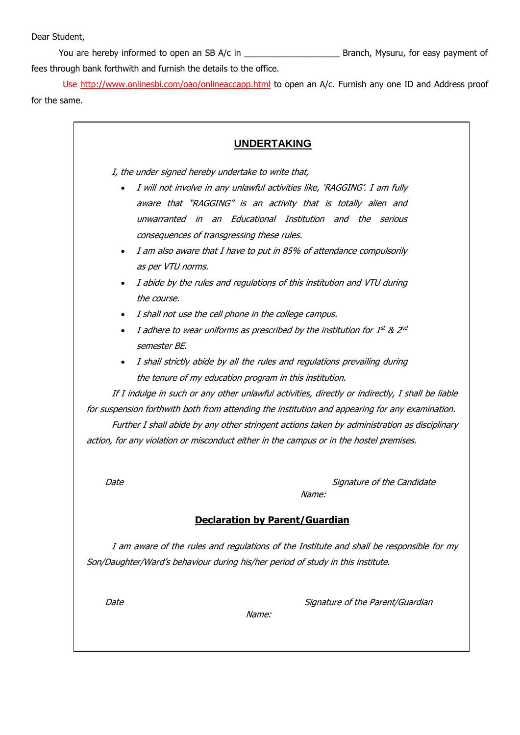Dear Student,

You are hereby informed to open an SB A/c in ____________________ Branch, Mysuru, for easy payment of fees through bank forthwith and furnish the details to the office.

Use http://www.onlinesbi.com/oao/onlineaccapp.html to open an A/c. Furnish any one ID and Address proof for the same.

## UNDERTAKING

*I, the under signed hereby undertake to write that,*

- *I will not involve in any unlawful activities like, 'RAGGING'. I am fully aware that "RAGGING" is an activity that is totally alien and unwarranted in an Educational Institution and the serious consequences of transgressing these rules.*
- *I am also aware that I have to put in 85% of attendance compulsorily as per VTU norms.*
- *I abide by the rules and regulations of this institution and VTU during the course.*
- *I shall not use the cell phone in the college campus.*
- *I adhere to wear uniforms as prescribed by the institution for 1st & 2nd semester BE.*
- *I shall strictly abide by all the rules and regulations prevailing during the tenure of my education program in this institution.*

*If I indulge in such or any other unlawful activities, directly or indirectly, I shall be liable for suspension forthwith both from attending the institution and appearing for any examination.*

*Further I shall abide by any other stringent actions taken by administration as disciplinary action, for any violation or misconduct either in the campus or in the hostel premises.*

*Date* *Signature of the Candidate*

*Name:*

### Declaration by Parent/Guardian

*I am aware of the rules and regulations of the Institute and shall be responsible for my Son/Daughter/Ward's behaviour during his/her period of study in this institute.*

*Date* *Signature of the Parent/Guardian*

*Name:*